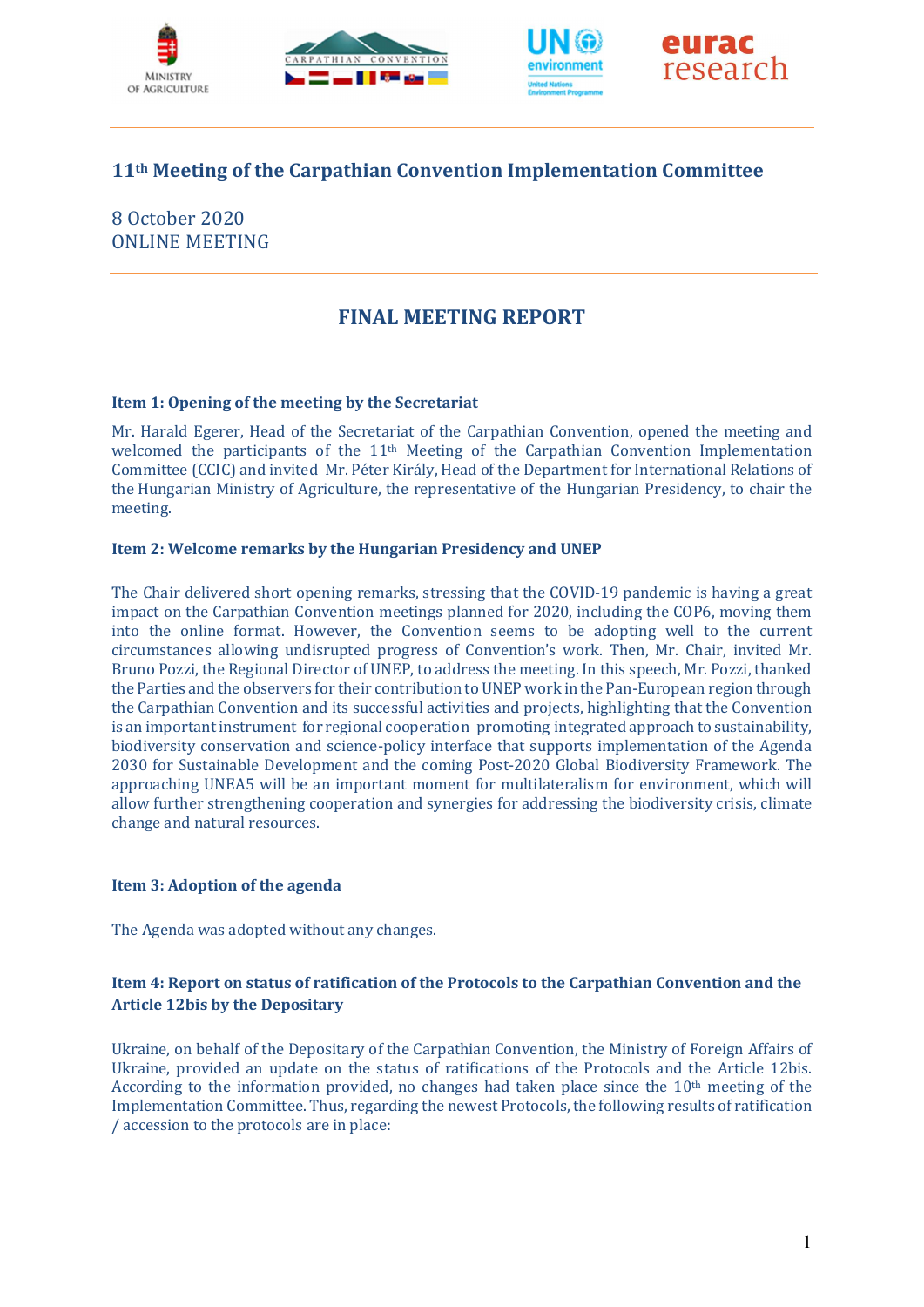## 11th Meeting of the Carpathian Convention Implementation Committee

8 October 2020
ONLINE MEETING

# FINAL MEETING REPORT

**Item 1: Opening of the meeting by the Secretariat**

Mr. Harald Egerer, Head of the Secretariat of the Carpathian Convention, opened the meeting and welcomed the participants of the 11th Meeting of the Carpathian Convention Implementation Committee (CCIC) and invited Mr. Péter Király, Head of the Department for International Relations of the Hungarian Ministry of Agriculture, the representative of the Hungarian Presidency, to chair the meeting.

**Item 2: Welcome remarks by the Hungarian Presidency and UNEP**

The Chair delivered short opening remarks, stressing that the COVID-19 pandemic is having a great impact on the Carpathian Convention meetings planned for 2020, including the COP6, moving them into the online format. However, the Convention seems to be adopting well to the current circumstances allowing undisrupted progress of Convention's work. Then, Mr. Chair, invited Mr. Bruno Pozzi, the Regional Director of UNEP, to address the meeting. In this speech, Mr. Pozzi, thanked the Parties and the observers for their contribution to UNEP work in the Pan-European region through the Carpathian Convention and its successful activities and projects, highlighting that the Convention is an important instrument for regional cooperation promoting integrated approach to sustainability, biodiversity conservation and science-policy interface that supports implementation of the Agenda 2030 for Sustainable Development and the coming Post-2020 Global Biodiversity Framework. The approaching UNEA5 will be an important moment for multilateralism for environment, which will allow further strengthening cooperation and synergies for addressing the biodiversity crisis, climate change and natural resources.

**Item 3: Adoption of the agenda**

The Agenda was adopted without any changes.

**Item 4: Report on status of ratification of the Protocols to the Carpathian Convention and the Article 12bis by the Depositary**

Ukraine, on behalf of the Depositary of the Carpathian Convention, the Ministry of Foreign Affairs of Ukraine, provided an update on the status of ratifications of the Protocols and the Article 12bis. According to the information provided, no changes had taken place since the 10th meeting of the Implementation Committee. Thus, regarding the newest Protocols, the following results of ratification / accession to the protocols are in place: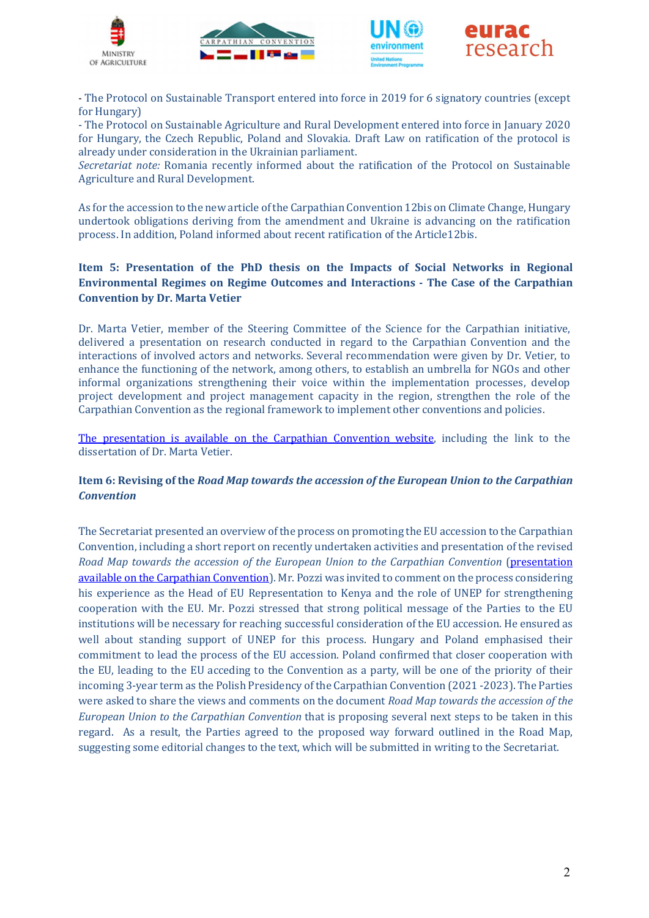- The Protocol on Sustainable Transport entered into force in 2019 for 6 signatory countries (except for Hungary)
- The Protocol on Sustainable Agriculture and Rural Development entered into force in January 2020 for Hungary, the Czech Republic, Poland and Slovakia. Draft Law on ratification of the protocol is already under consideration in the Ukrainian parliament.
*Secretariat note:* Romania recently informed about the ratification of the Protocol on Sustainable Agriculture and Rural Development.

As for the accession to the new article of the Carpathian Convention 12bis on Climate Change, Hungary undertook obligations deriving from the amendment and Ukraine is advancing on the ratification process. In addition, Poland informed about recent ratification of the Article12bis.

**Item 5: Presentation of the PhD thesis on the Impacts of Social Networks in Regional Environmental Regimes on Regime Outcomes and Interactions - The Case of the Carpathian Convention by Dr. Marta Vetier**

Dr. Marta Vetier, member of the Steering Committee of the Science for the Carpathian initiative, delivered a presentation on research conducted in regard to the Carpathian Convention and the interactions of involved actors and networks. Several recommendation were given by Dr. Vetier, to enhance the functioning of the network, among others, to establish an umbrella for NGOs and other informal organizations strengthening their voice within the implementation processes, develop project development and project management capacity in the region, strengthen the role of the Carpathian Convention as the regional framework to implement other conventions and policies.

The presentation is available on the Carpathian Convention website, including the link to the dissertation of Dr. Marta Vetier.

**Item 6: Revising of the *Road Map towards the accession of the European Union to the Carpathian Convention***

The Secretariat presented an overview of the process on promoting the EU accession to the Carpathian Convention, including a short report on recently undertaken activities and presentation of the revised *Road Map towards the accession of the European Union to the Carpathian Convention* (presentation available on the Carpathian Convention). Mr. Pozzi was invited to comment on the process considering his experience as the Head of EU Representation to Kenya and the role of UNEP for strengthening cooperation with the EU. Mr. Pozzi stressed that strong political message of the Parties to the EU institutions will be necessary for reaching successful consideration of the EU accession. He ensured as well about standing support of UNEP for this process. Hungary and Poland emphasised their commitment to lead the process of the EU accession. Poland confirmed that closer cooperation with the EU, leading to the EU acceding to the Convention as a party, will be one of the priority of their incoming 3-year term as the Polish Presidency of the Carpathian Convention (2021 -2023). The Parties were asked to share the views and comments on the document *Road Map towards the accession of the European Union to the Carpathian Convention* that is proposing several next steps to be taken in this regard. As a result, the Parties agreed to the proposed way forward outlined in the Road Map, suggesting some editorial changes to the text, which will be submitted in writing to the Secretariat.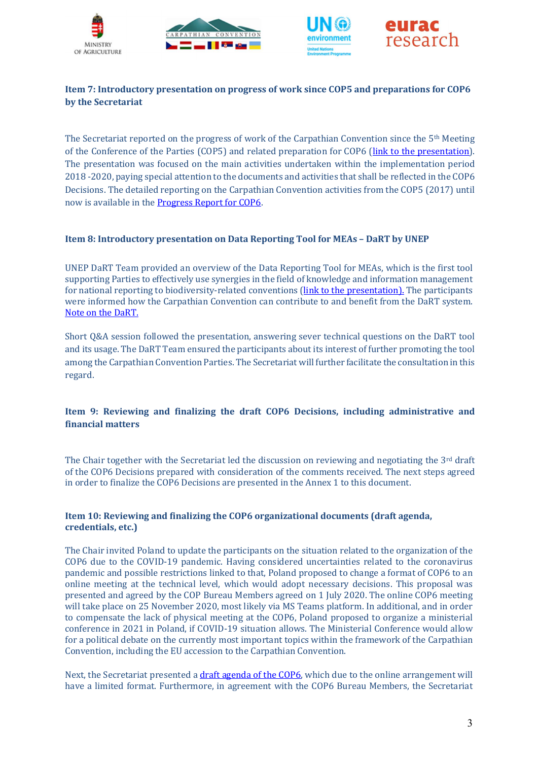**Item 7: Introductory presentation on progress of work since COP5 and preparations for COP6 by the Secretariat**

The Secretariat reported on the progress of work of the Carpathian Convention since the 5th Meeting of the Conference of the Parties (COP5) and related preparation for COP6 (link to the presentation). The presentation was focused on the main activities undertaken within the implementation period 2018 -2020, paying special attention to the documents and activities that shall be reflected in the COP6 Decisions. The detailed reporting on the Carpathian Convention activities from the COP5 (2017) until now is available in the Progress Report for COP6.

**Item 8: Introductory presentation on Data Reporting Tool for MEAs – DaRT by UNEP**

UNEP DaRT Team provided an overview of the Data Reporting Tool for MEAs, which is the first tool supporting Parties to effectively use synergies in the field of knowledge and information management for national reporting to biodiversity-related conventions (link to the presentation). The participants were informed how the Carpathian Convention can contribute to and benefit from the DaRT system. Note on the DaRT.

Short Q&A session followed the presentation, answering sever technical questions on the DaRT tool and its usage. The DaRT Team ensured the participants about its interest of further promoting the tool among the Carpathian Convention Parties. The Secretariat will further facilitate the consultation in this regard.

**Item 9: Reviewing and finalizing the draft COP6 Decisions, including administrative and financial matters**

The Chair together with the Secretariat led the discussion on reviewing and negotiating the 3rd draft of the COP6 Decisions prepared with consideration of the comments received. The next steps agreed in order to finalize the COP6 Decisions are presented in the Annex 1 to this document.

**Item 10: Reviewing and finalizing the COP6 organizational documents (draft agenda, credentials, etc.)**

The Chair invited Poland to update the participants on the situation related to the organization of the COP6 due to the COVID-19 pandemic. Having considered uncertainties related to the coronavirus pandemic and possible restrictions linked to that, Poland proposed to change a format of COP6 to an online meeting at the technical level, which would adopt necessary decisions. This proposal was presented and agreed by the COP Bureau Members agreed on 1 July 2020. The online COP6 meeting will take place on 25 November 2020, most likely via MS Teams platform. In additional, and in order to compensate the lack of physical meeting at the COP6, Poland proposed to organize a ministerial conference in 2021 in Poland, if COVID-19 situation allows. The Ministerial Conference would allow for a political debate on the currently most important topics within the framework of the Carpathian Convention, including the EU accession to the Carpathian Convention.

Next, the Secretariat presented a draft agenda of the COP6, which due to the online arrangement will have a limited format. Furthermore, in agreement with the COP6 Bureau Members, the Secretariat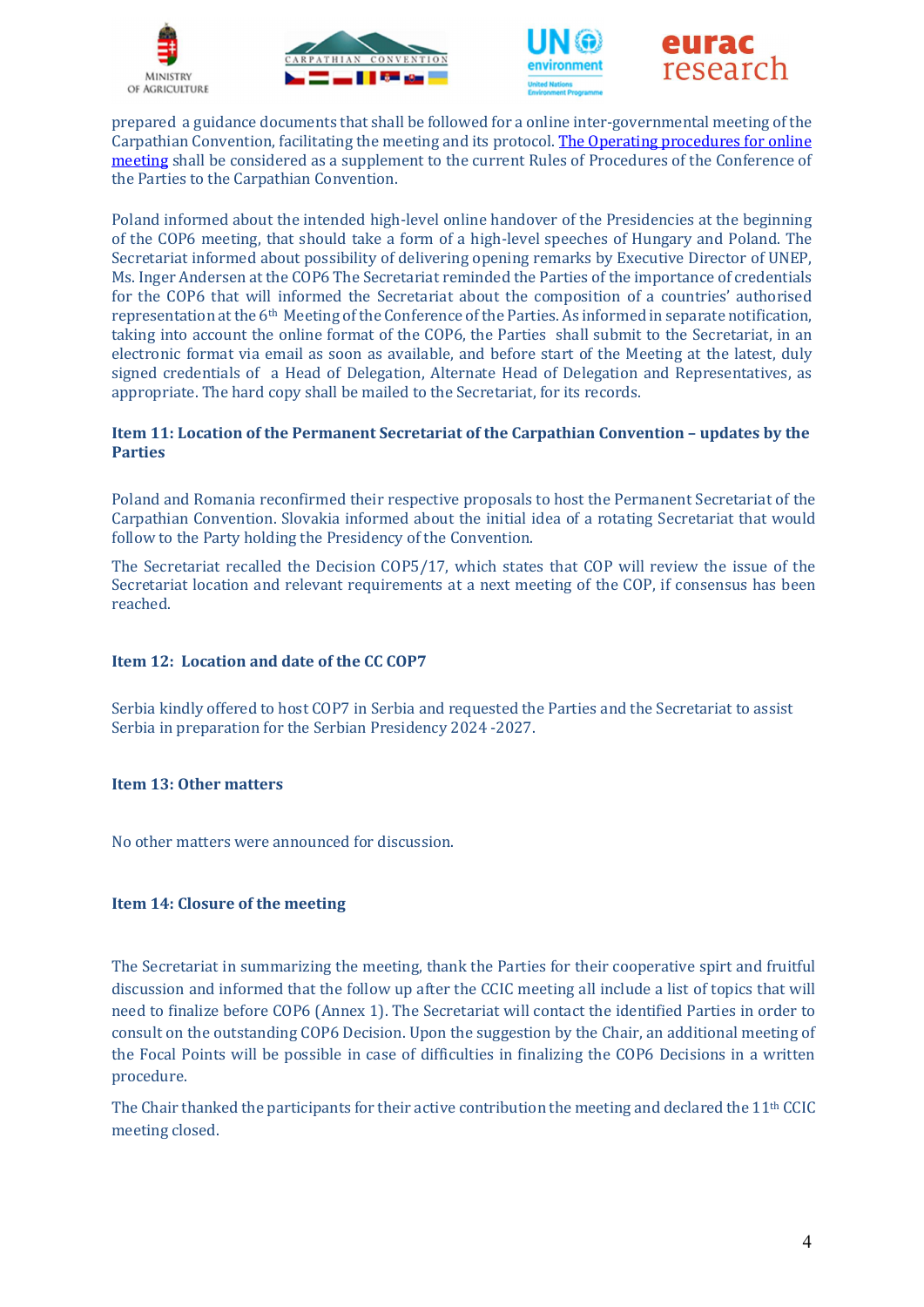prepared a guidance documents that shall be followed for a online inter-governmental meeting of the Carpathian Convention, facilitating the meeting and its protocol. The Operating procedures for online meeting shall be considered as a supplement to the current Rules of Procedures of the Conference of the Parties to the Carpathian Convention.

Poland informed about the intended high-level online handover of the Presidencies at the beginning of the COP6 meeting, that should take a form of a high-level speeches of Hungary and Poland. The Secretariat informed about possibility of delivering opening remarks by Executive Director of UNEP, Ms. Inger Andersen at the COP6 The Secretariat reminded the Parties of the importance of credentials for the COP6 that will informed the Secretariat about the composition of a countries' authorised representation at the 6th Meeting of the Conference of the Parties. As informed in separate notification, taking into account the online format of the COP6, the Parties shall submit to the Secretariat, in an electronic format via email as soon as available, and before start of the Meeting at the latest, duly signed credentials of a Head of Delegation, Alternate Head of Delegation and Representatives, as appropriate. The hard copy shall be mailed to the Secretariat, for its records.

### Item 11: Location of the Permanent Secretariat of the Carpathian Convention – updates by the Parties

Poland and Romania reconfirmed their respective proposals to host the Permanent Secretariat of the Carpathian Convention. Slovakia informed about the initial idea of a rotating Secretariat that would follow to the Party holding the Presidency of the Convention.

The Secretariat recalled the Decision COP5/17, which states that COP will review the issue of the Secretariat location and relevant requirements at a next meeting of the COP, if consensus has been reached.

### Item 12: Location and date of the CC COP7

Serbia kindly offered to host COP7 in Serbia and requested the Parties and the Secretariat to assist Serbia in preparation for the Serbian Presidency 2024 -2027.

### Item 13: Other matters

No other matters were announced for discussion.

### Item 14: Closure of the meeting

The Secretariat in summarizing the meeting, thank the Parties for their cooperative spirt and fruitful discussion and informed that the follow up after the CCIC meeting all include a list of topics that will need to finalize before COP6 (Annex 1). The Secretariat will contact the identified Parties in order to consult on the outstanding COP6 Decision. Upon the suggestion by the Chair, an additional meeting of the Focal Points will be possible in case of difficulties in finalizing the COP6 Decisions in a written procedure.

The Chair thanked the participants for their active contribution the meeting and declared the 11th CCIC meeting closed.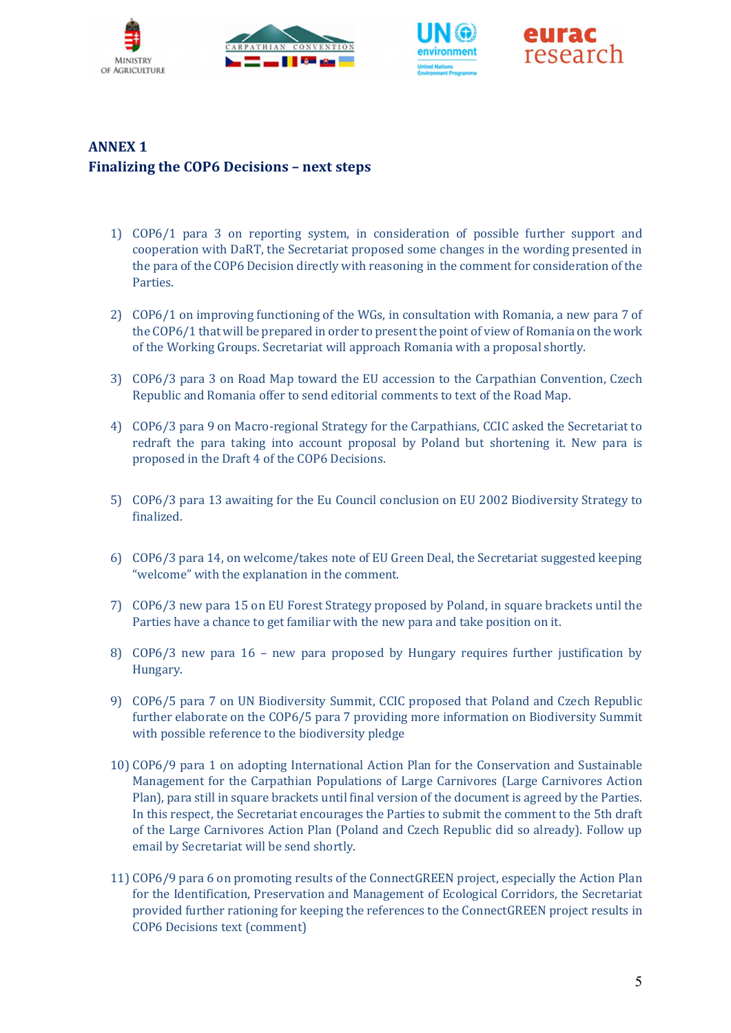**ANNEX 1**
**Finalizing the COP6 Decisions – next steps**

1) COP6/1 para 3 on reporting system, in consideration of possible further support and cooperation with DaRT, the Secretariat proposed some changes in the wording presented in the para of the COP6 Decision directly with reasoning in the comment for consideration of the Parties.

2) COP6/1 on improving functioning of the WGs, in consultation with Romania, a new para 7 of the COP6/1 that will be prepared in order to present the point of view of Romania on the work of the Working Groups. Secretariat will approach Romania with a proposal shortly.

3) COP6/3 para 3 on Road Map toward the EU accession to the Carpathian Convention, Czech Republic and Romania offer to send editorial comments to text of the Road Map.

4) COP6/3 para 9 on Macro-regional Strategy for the Carpathians, CCIC asked the Secretariat to redraft the para taking into account proposal by Poland but shortening it. New para is proposed in the Draft 4 of the COP6 Decisions.

5) COP6/3 para 13 awaiting for the Eu Council conclusion on EU 2002 Biodiversity Strategy to finalized.

6) COP6/3 para 14, on welcome/takes note of EU Green Deal, the Secretariat suggested keeping "welcome" with the explanation in the comment.

7) COP6/3 new para 15 on EU Forest Strategy proposed by Poland, in square brackets until the Parties have a chance to get familiar with the new para and take position on it.

8) COP6/3 new para 16 – new para proposed by Hungary requires further justification by Hungary.

9) COP6/5 para 7 on UN Biodiversity Summit, CCIC proposed that Poland and Czech Republic further elaborate on the COP6/5 para 7 providing more information on Biodiversity Summit with possible reference to the biodiversity pledge

10) COP6/9 para 1 on adopting International Action Plan for the Conservation and Sustainable Management for the Carpathian Populations of Large Carnivores (Large Carnivores Action Plan), para still in square brackets until final version of the document is agreed by the Parties. In this respect, the Secretariat encourages the Parties to submit the comment to the 5th draft of the Large Carnivores Action Plan (Poland and Czech Republic did so already). Follow up email by Secretariat will be send shortly.

11) COP6/9 para 6 on promoting results of the ConnectGREEN project, especially the Action Plan for the Identification, Preservation and Management of Ecological Corridors, the Secretariat provided further rationing for keeping the references to the ConnectGREEN project results in COP6 Decisions text (comment)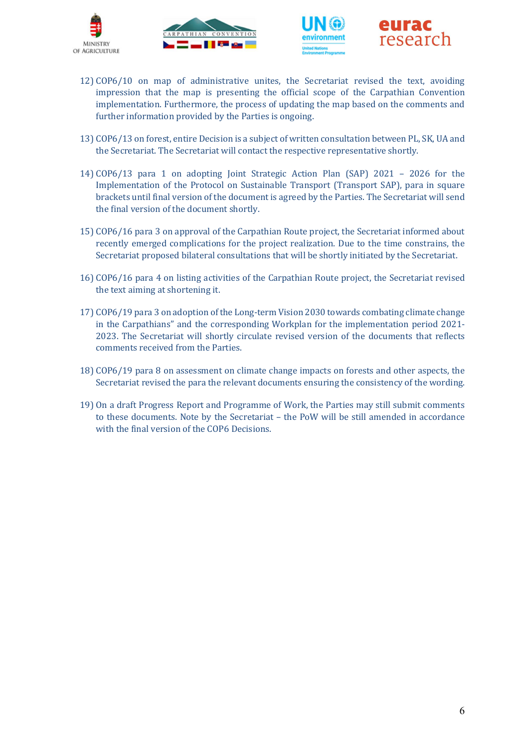12) COP6/10 on map of administrative unites, the Secretariat revised the text, avoiding impression that the map is presenting the official scope of the Carpathian Convention implementation. Furthermore, the process of updating the map based on the comments and further information provided by the Parties is ongoing.

13) COP6/13 on forest, entire Decision is a subject of written consultation between PL, SK, UA and the Secretariat. The Secretariat will contact the respective representative shortly.

14) COP6/13 para 1 on adopting Joint Strategic Action Plan (SAP) 2021 – 2026 for the Implementation of the Protocol on Sustainable Transport (Transport SAP), para in square brackets until final version of the document is agreed by the Parties. The Secretariat will send the final version of the document shortly.

15) COP6/16 para 3 on approval of the Carpathian Route project, the Secretariat informed about recently emerged complications for the project realization. Due to the time constrains, the Secretariat proposed bilateral consultations that will be shortly initiated by the Secretariat.

16) COP6/16 para 4 on listing activities of the Carpathian Route project, the Secretariat revised the text aiming at shortening it.

17) COP6/19 para 3 on adoption of the Long-term Vision 2030 towards combating climate change in the Carpathians" and the corresponding Workplan for the implementation period 2021-2023. The Secretariat will shortly circulate revised version of the documents that reflects comments received from the Parties.

18) COP6/19 para 8 on assessment on climate change impacts on forests and other aspects, the Secretariat revised the para the relevant documents ensuring the consistency of the wording.

19) On a draft Progress Report and Programme of Work, the Parties may still submit comments to these documents. Note by the Secretariat – the PoW will be still amended in accordance with the final version of the COP6 Decisions.